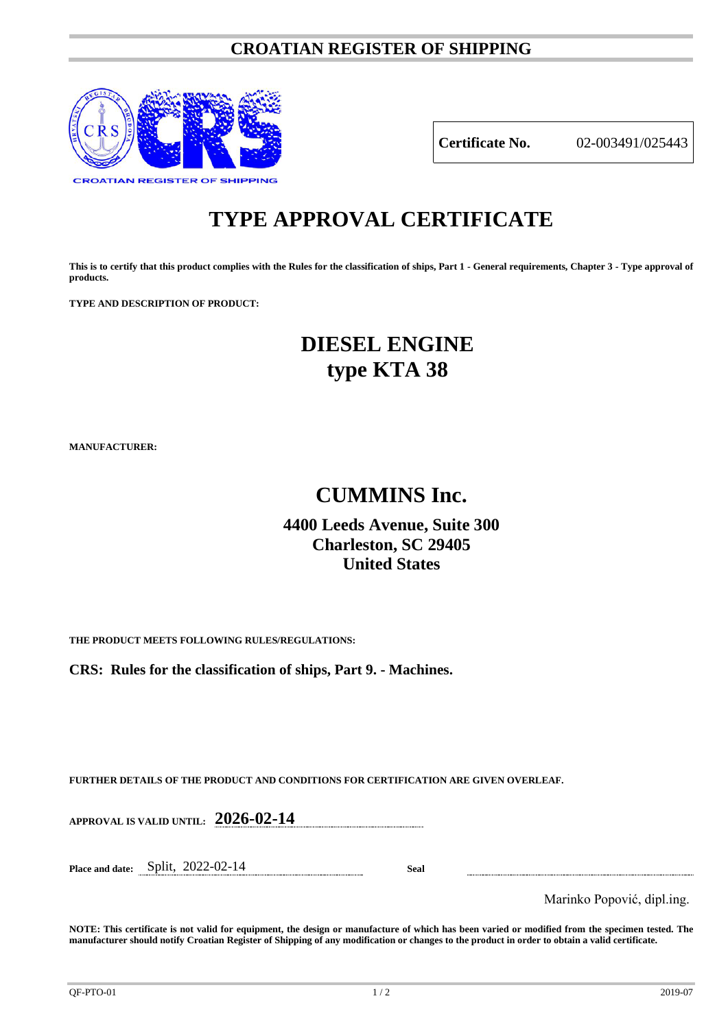# CROATIAN REGISTER OF SHIPPING

CROATIAN REGISTER OF SHIPPING

| **Certificate No.** | 02-003491/025443 |
|---|---|

# TYPE APPROVAL CERTIFICATE

**This is to certify that this product complies with the Rules for the classification of ships, Part 1 - General requirements, Chapter 3 - Type approval of products.**

**TYPE AND DESCRIPTION OF PRODUCT:**

## DIESEL ENGINE
## type KTA 38

**MANUFACTURER:**

## CUMMINS Inc.

**4400 Leeds Avenue, Suite 300**
**Charleston, SC 29405**
**United States**

**THE PRODUCT MEETS FOLLOWING RULES/REGULATIONS:**

**CRS: Rules for the classification of ships, Part 9. - Machines.**

**FURTHER DETAILS OF THE PRODUCT AND CONDITIONS FOR CERTIFICATION ARE GIVEN OVERLEAF.**

**APPROVAL IS VALID UNTIL:** **2026-02-14**

**Place and date:** Split, 2022-02-14 **Seal**

Marinko Popović, dipl.ing.

**NOTE: This certificate is not valid for equipment, the design or manufacture of which has been varied or modified from the specimen tested. The manufacturer should notify Croatian Register of Shipping of any modification or changes to the product in order to obtain a valid certificate.**

QF-PTO-01 2019-07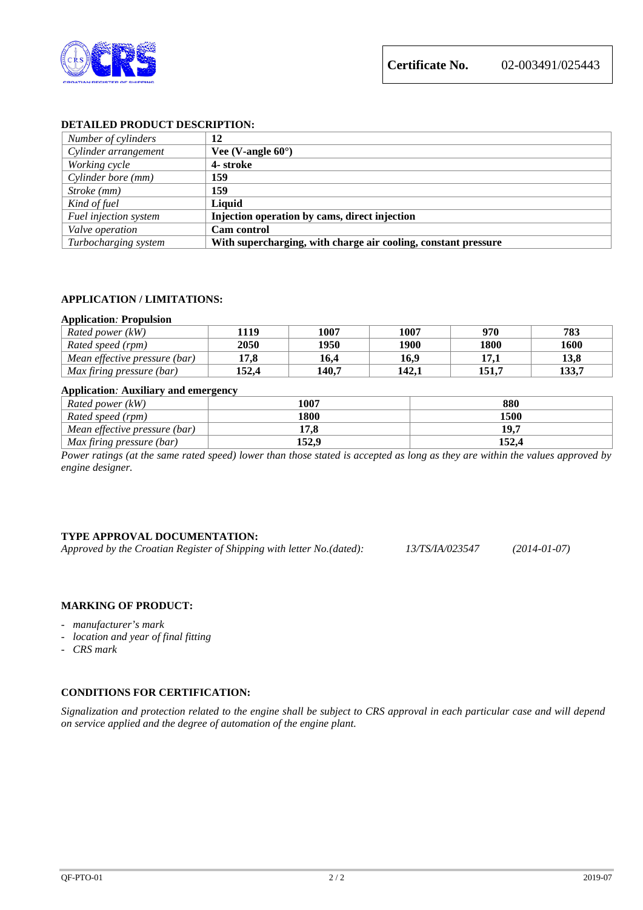**Certificate No.** 02-003491/025443

**DETAILED PRODUCT DESCRIPTION:**

| | |
|---|---|
| *Number of cylinders* | **12** |
| *Cylinder arrangement* | **Vee (V-angle 60°)** |
| *Working cycle* | **4- stroke** |
| *Cylinder bore (mm)* | **159** |
| *Stroke (mm)* | **159** |
| *Kind of fuel* | **Liquid** |
| *Fuel injection system* | **Injection operation by cams, direct injection** |
| *Valve operation* | **Cam control** |
| *Turbocharging system* | **With supercharging, with charge air cooling, constant pressure** |

**APPLICATION / LIMITATIONS:**

**Application*:* Propulsion**

| | | | | | |
|---|---|---|---|---|---|
| *Rated power (kW)* | **1119** | **1007** | **1007** | **970** | **783** |
| *Rated speed (rpm)* | **2050** | **1950** | **1900** | **1800** | **1600** |
| *Mean effective pressure (bar)* | **17,8** | **16,4** | **16,9** | **17,1** | **13,8** |
| *Max firing pressure (bar)* | **152,4** | **140,7** | **142,1** | **151,7** | **133,7** |

**Application*:* Auxiliary and emergency**

| | | |
|---|---|---|
| *Rated power (kW)* | **1007** | **880** |
| *Rated speed (rpm)* | **1800** | **1500** |
| *Mean effective pressure (bar)* | **17,8** | **19,7** |
| *Max firing pressure (bar)* | **152,9** | **152,4** |

*Power ratings (at the same rated speed) lower than those stated is accepted as long as they are within the values approved by engine designer.*

**TYPE APPROVAL DOCUMENTATION:**

*Approved by the Croatian Register of Shipping with letter No.(dated): 13/TS/IA/023547 (2014-01-07)*

**MARKING OF PRODUCT:**

- *manufacturer's mark*
- *location and year of final fitting*
- *CRS mark*

**CONDITIONS FOR CERTIFICATION:**

*Signalization and protection related to the engine shall be subject to CRS approval in each particular case and will depend on service applied and the degree of automation of the engine plant.*